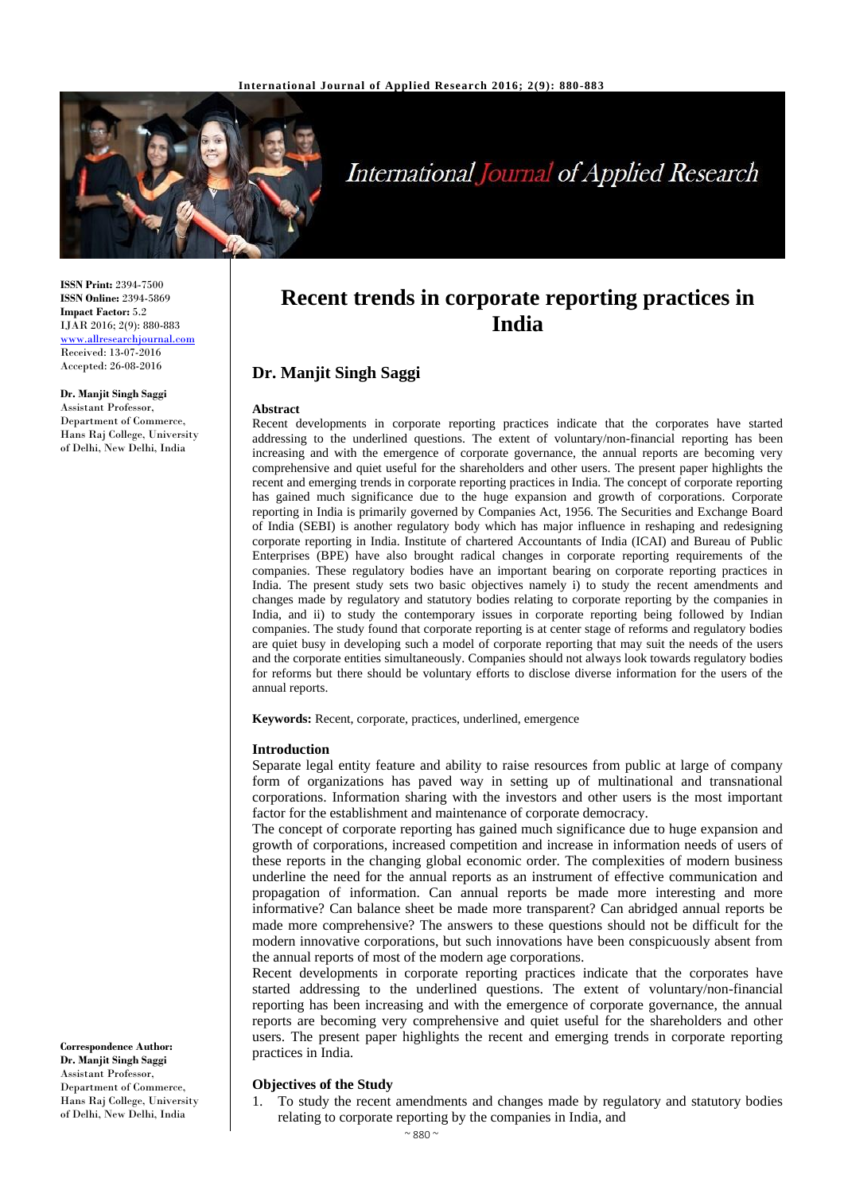# Recent trends in corporate reporting practices in India

## Dr. Manjit Singh Saggi

**ISSN Print:** 2394-7500
**ISSN Online:** 2394-5869
**Impact Factor:** 5.2
IJAR 2016; 2(9): 880-883
www.allresearchjournal.com
Received: 13-07-2016
Accepted: 26-08-2016

**Dr. Manjit Singh Saggi**
Assistant Professor, Department of Commerce, Hans Raj College, University of Delhi, New Delhi, India

**Correspondence Author:**
**Dr. Manjit Singh Saggi**
Assistant Professor, Department of Commerce, Hans Raj College, University of Delhi, New Delhi, India

### Abstract

Recent developments in corporate reporting practices indicate that the corporates have started addressing to the underlined questions. The extent of voluntary/non-financial reporting has been increasing and with the emergence of corporate governance, the annual reports are becoming very comprehensive and quiet useful for the shareholders and other users. The present paper highlights the recent and emerging trends in corporate reporting practices in India. The concept of corporate reporting has gained much significance due to the huge expansion and growth of corporations. Corporate reporting in India is primarily governed by Companies Act, 1956. The Securities and Exchange Board of India (SEBI) is another regulatory body which has major influence in reshaping and redesigning corporate reporting in India. Institute of chartered Accountants of India (ICAI) and Bureau of Public Enterprises (BPE) have also brought radical changes in corporate reporting requirements of the companies. These regulatory bodies have an important bearing on corporate reporting practices in India. The present study sets two basic objectives namely i) to study the recent amendments and changes made by regulatory and statutory bodies relating to corporate reporting by the companies in India, and ii) to study the contemporary issues in corporate reporting being followed by Indian companies. The study found that corporate reporting is at center stage of reforms and regulatory bodies are quiet busy in developing such a model of corporate reporting that may suit the needs of the users and the corporate entities simultaneously. Companies should not always look towards regulatory bodies for reforms but there should be voluntary efforts to disclose diverse information for the users of the annual reports.

**Keywords:** Recent, corporate, practices, underlined, emergence

### Introduction

Separate legal entity feature and ability to raise resources from public at large of company form of organizations has paved way in setting up of multinational and transnational corporations. Information sharing with the investors and other users is the most important factor for the establishment and maintenance of corporate democracy.

The concept of corporate reporting has gained much significance due to huge expansion and growth of corporations, increased competition and increase in information needs of users of these reports in the changing global economic order. The complexities of modern business underline the need for the annual reports as an instrument of effective communication and propagation of information. Can annual reports be made more interesting and more informative? Can balance sheet be made more transparent? Can abridged annual reports be made more comprehensive? The answers to these questions should not be difficult for the modern innovative corporations, but such innovations have been conspicuously absent from the annual reports of most of the modern age corporations.

Recent developments in corporate reporting practices indicate that the corporates have started addressing to the underlined questions. The extent of voluntary/non-financial reporting has been increasing and with the emergence of corporate governance, the annual reports are becoming very comprehensive and quiet useful for the shareholders and other users. The present paper highlights the recent and emerging trends in corporate reporting practices in India.

### Objectives of the Study

1. To study the recent amendments and changes made by regulatory and statutory bodies relating to corporate reporting by the companies in India, and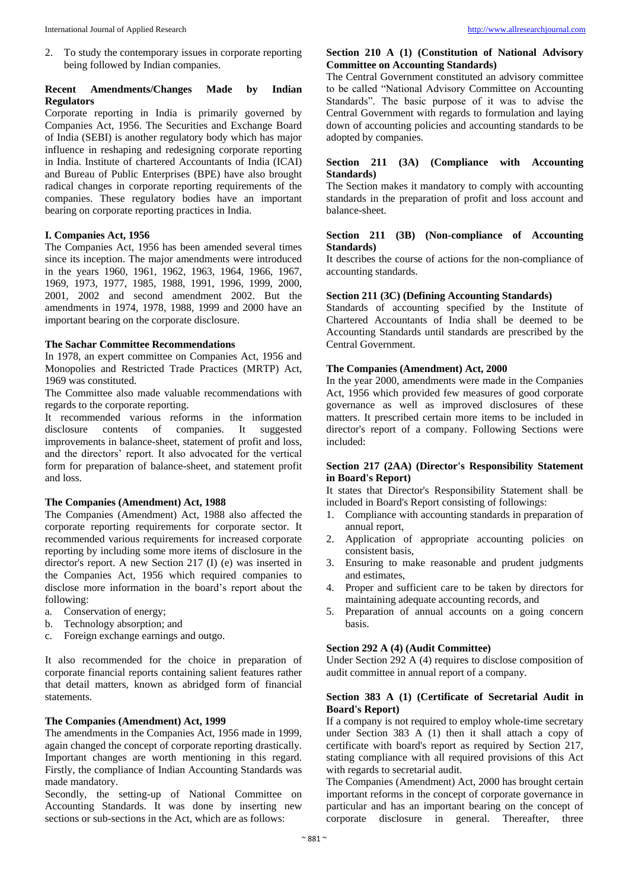2. To study the contemporary issues in corporate reporting being followed by Indian companies.

## Recent Amendments/Changes Made by Indian Regulators

Corporate reporting in India is primarily governed by Companies Act, 1956. The Securities and Exchange Board of India (SEBI) is another regulatory body which has major influence in reshaping and redesigning corporate reporting in India. Institute of chartered Accountants of India (ICAI) and Bureau of Public Enterprises (BPE) have also brought radical changes in corporate reporting requirements of the companies. These regulatory bodies have an important bearing on corporate reporting practices in India.

### I. Companies Act, 1956

The Companies Act, 1956 has been amended several times since its inception. The major amendments were introduced in the years 1960, 1961, 1962, 1963, 1964, 1966, 1967, 1969, 1973, 1977, 1985, 1988, 1991, 1996, 1999, 2000, 2001, 2002 and second amendment 2002. But the amendments in 1974, 1978, 1988, 1999 and 2000 have an important bearing on the corporate disclosure.

### The Sachar Committee Recommendations

In 1978, an expert committee on Companies Act, 1956 and Monopolies and Restricted Trade Practices (MRTP) Act, 1969 was constituted.

The Committee also made valuable recommendations with regards to the corporate reporting.

It recommended various reforms in the information disclosure contents of companies. It suggested improvements in balance-sheet, statement of profit and loss, and the directors' report. It also advocated for the vertical form for preparation of balance-sheet, and statement profit and loss.

### The Companies (Amendment) Act, 1988

The Companies (Amendment) Act, 1988 also affected the corporate reporting requirements for corporate sector. It recommended various requirements for increased corporate reporting by including some more items of disclosure in the director's report. A new Section 217 (I) (e) was inserted in the Companies Act, 1956 which required companies to disclose more information in the board's report about the following:

a. Conservation of energy;
b. Technology absorption; and
c. Foreign exchange earnings and outgo.

It also recommended for the choice in preparation of corporate financial reports containing salient features rather that detail matters, known as abridged form of financial statements.

### The Companies (Amendment) Act, 1999

The amendments in the Companies Act, 1956 made in 1999, again changed the concept of corporate reporting drastically. Important changes are worth mentioning in this regard. Firstly, the compliance of Indian Accounting Standards was made mandatory.

Secondly, the setting-up of National Committee on Accounting Standards. It was done by inserting new sections or sub-sections in the Act, which are as follows:

### Section 210 A (1) (Constitution of National Advisory Committee on Accounting Standards)

The Central Government constituted an advisory committee to be called "National Advisory Committee on Accounting Standards". The basic purpose of it was to advise the Central Government with regards to formulation and laying down of accounting policies and accounting standards to be adopted by companies.

### Section 211 (3A) (Compliance with Accounting Standards)

The Section makes it mandatory to comply with accounting standards in the preparation of profit and loss account and balance-sheet.

### Section 211 (3B) (Non-compliance of Accounting Standards)

It describes the course of actions for the non-compliance of accounting standards.

### Section 211 (3C) (Defining Accounting Standards)

Standards of accounting specified by the Institute of Chartered Accountants of India shall be deemed to be Accounting Standards until standards are prescribed by the Central Government.

### The Companies (Amendment) Act, 2000

In the year 2000, amendments were made in the Companies Act, 1956 which provided few measures of good corporate governance as well as improved disclosures of these matters. It prescribed certain more items to be included in director's report of a company. Following Sections were included:

### Section 217 (2AA) (Director's Responsibility Statement in Board's Report)

It states that Director's Responsibility Statement shall be included in Board's Report consisting of followings:

1. Compliance with accounting standards in preparation of annual report,
2. Application of appropriate accounting policies on consistent basis,
3. Ensuring to make reasonable and prudent judgments and estimates,
4. Proper and sufficient care to be taken by directors for maintaining adequate accounting records, and
5. Preparation of annual accounts on a going concern basis.

### Section 292 A (4) (Audit Committee)

Under Section 292 A (4) requires to disclose composition of audit committee in annual report of a company.

### Section 383 A (1) (Certificate of Secretarial Audit in Board's Report)

If a company is not required to employ whole-time secretary under Section 383 A (1) then it shall attach a copy of certificate with board's report as required by Section 217, stating compliance with all required provisions of this Act with regards to secretarial audit.

The Companies (Amendment) Act, 2000 has brought certain important reforms in the concept of corporate governance in particular and has an important bearing on the concept of corporate disclosure in general. Thereafter, three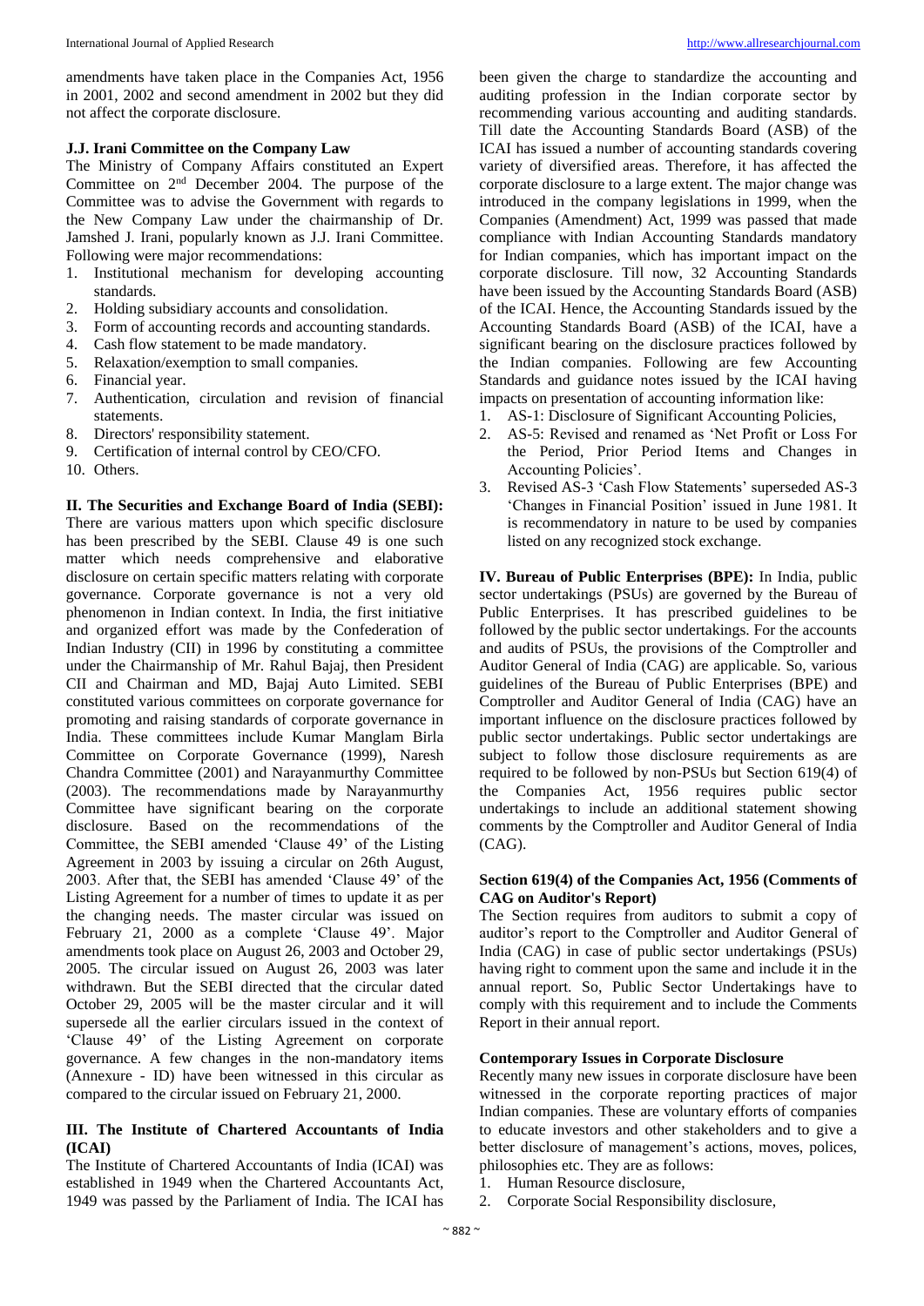amendments have taken place in the Companies Act, 1956 in 2001, 2002 and second amendment in 2002 but they did not affect the corporate disclosure.

**J.J. Irani Committee on the Company Law**

The Ministry of Company Affairs constituted an Expert Committee on 2nd December 2004. The purpose of the Committee was to advise the Government with regards to the New Company Law under the chairmanship of Dr. Jamshed J. Irani, popularly known as J.J. Irani Committee. Following were major recommendations:

1. Institutional mechanism for developing accounting standards.
2. Holding subsidiary accounts and consolidation.
3. Form of accounting records and accounting standards.
4. Cash flow statement to be made mandatory.
5. Relaxation/exemption to small companies.
6. Financial year.
7. Authentication, circulation and revision of financial statements.
8. Directors' responsibility statement.
9. Certification of internal control by CEO/CFO.
10. Others.

**II. The Securities and Exchange Board of India (SEBI):** There are various matters upon which specific disclosure has been prescribed by the SEBI. Clause 49 is one such matter which needs comprehensive and elaborative disclosure on certain specific matters relating with corporate governance. Corporate governance is not a very old phenomenon in Indian context. In India, the first initiative and organized effort was made by the Confederation of Indian Industry (CII) in 1996 by constituting a committee under the Chairmanship of Mr. Rahul Bajaj, then President CII and Chairman and MD, Bajaj Auto Limited. SEBI constituted various committees on corporate governance for promoting and raising standards of corporate governance in India. These committees include Kumar Manglam Birla Committee on Corporate Governance (1999), Naresh Chandra Committee (2001) and Narayanmurthy Committee (2003). The recommendations made by Narayanmurthy Committee have significant bearing on the corporate disclosure. Based on the recommendations of the Committee, the SEBI amended 'Clause 49' of the Listing Agreement in 2003 by issuing a circular on 26th August, 2003. After that, the SEBI has amended 'Clause 49' of the Listing Agreement for a number of times to update it as per the changing needs. The master circular was issued on February 21, 2000 as a complete 'Clause 49'. Major amendments took place on August 26, 2003 and October 29, 2005. The circular issued on August 26, 2003 was later withdrawn. But the SEBI directed that the circular dated October 29, 2005 will be the master circular and it will supersede all the earlier circulars issued in the context of 'Clause 49' of the Listing Agreement on corporate governance. A few changes in the non-mandatory items (Annexure - ID) have been witnessed in this circular as compared to the circular issued on February 21, 2000.

**III. The Institute of Chartered Accountants of India (ICAI)**

The Institute of Chartered Accountants of India (ICAI) was established in 1949 when the Chartered Accountants Act, 1949 was passed by the Parliament of India. The ICAI has been given the charge to standardize the accounting and auditing profession in the Indian corporate sector by recommending various accounting and auditing standards. Till date the Accounting Standards Board (ASB) of the ICAI has issued a number of accounting standards covering variety of diversified areas. Therefore, it has affected the corporate disclosure to a large extent. The major change was introduced in the company legislations in 1999, when the Companies (Amendment) Act, 1999 was passed that made compliance with Indian Accounting Standards mandatory for Indian companies, which has important impact on the corporate disclosure. Till now, 32 Accounting Standards have been issued by the Accounting Standards Board (ASB) of the ICAI. Hence, the Accounting Standards issued by the Accounting Standards Board (ASB) of the ICAI, have a significant bearing on the disclosure practices followed by the Indian companies. Following are few Accounting Standards and guidance notes issued by the ICAI having impacts on presentation of accounting information like:

1. AS-1: Disclosure of Significant Accounting Policies,
2. AS-5: Revised and renamed as 'Net Profit or Loss For the Period, Prior Period Items and Changes in Accounting Policies'.
3. Revised AS-3 'Cash Flow Statements' superseded AS-3 'Changes in Financial Position' issued in June 1981. It is recommendatory in nature to be used by companies listed on any recognized stock exchange.

**IV. Bureau of Public Enterprises (BPE):** In India, public sector undertakings (PSUs) are governed by the Bureau of Public Enterprises. It has prescribed guidelines to be followed by the public sector undertakings. For the accounts and audits of PSUs, the provisions of the Comptroller and Auditor General of India (CAG) are applicable. So, various guidelines of the Bureau of Public Enterprises (BPE) and Comptroller and Auditor General of India (CAG) have an important influence on the disclosure practices followed by public sector undertakings. Public sector undertakings are subject to follow those disclosure requirements as are required to be followed by non-PSUs but Section 619(4) of the Companies Act, 1956 requires public sector undertakings to include an additional statement showing comments by the Comptroller and Auditor General of India (CAG).

**Section 619(4) of the Companies Act, 1956 (Comments of CAG on Auditor's Report)**

The Section requires from auditors to submit a copy of auditor's report to the Comptroller and Auditor General of India (CAG) in case of public sector undertakings (PSUs) having right to comment upon the same and include it in the annual report. So, Public Sector Undertakings have to comply with this requirement and to include the Comments Report in their annual report.

**Contemporary Issues in Corporate Disclosure**

Recently many new issues in corporate disclosure have been witnessed in the corporate reporting practices of major Indian companies. These are voluntary efforts of companies to educate investors and other stakeholders and to give a better disclosure of management's actions, moves, polices, philosophies etc. They are as follows:

1. Human Resource disclosure,
2. Corporate Social Responsibility disclosure,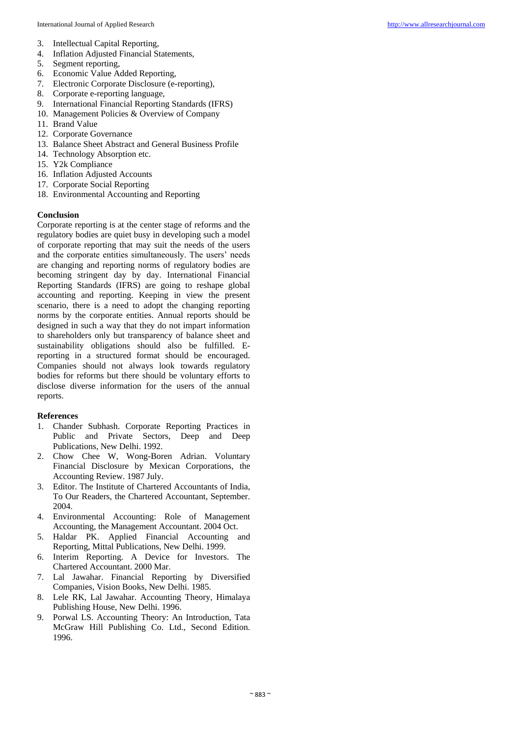3. Intellectual Capital Reporting,
4. Inflation Adjusted Financial Statements,
5. Segment reporting,
6. Economic Value Added Reporting,
7. Electronic Corporate Disclosure (e-reporting),
8. Corporate e-reporting language,
9. International Financial Reporting Standards (IFRS)
10. Management Policies & Overview of Company
11. Brand Value
12. Corporate Governance
13. Balance Sheet Abstract and General Business Profile
14. Technology Absorption etc.
15. Y2k Compliance
16. Inflation Adjusted Accounts
17. Corporate Social Reporting
18. Environmental Accounting and Reporting

## Conclusion

Corporate reporting is at the center stage of reforms and the regulatory bodies are quiet busy in developing such a model of corporate reporting that may suit the needs of the users and the corporate entities simultaneously. The users' needs are changing and reporting norms of regulatory bodies are becoming stringent day by day. International Financial Reporting Standards (IFRS) are going to reshape global accounting and reporting. Keeping in view the present scenario, there is a need to adopt the changing reporting norms by the corporate entities. Annual reports should be designed in such a way that they do not impart information to shareholders only but transparency of balance sheet and sustainability obligations should also be fulfilled. E-reporting in a structured format should be encouraged. Companies should not always look towards regulatory bodies for reforms but there should be voluntary efforts to disclose diverse information for the users of the annual reports.

## References

1. Chander Subhash. Corporate Reporting Practices in Public and Private Sectors, Deep and Deep Publications, New Delhi. 1992.
2. Chow Chee W, Wong-Boren Adrian. Voluntary Financial Disclosure by Mexican Corporations, the Accounting Review. 1987 July.
3. Editor. The Institute of Chartered Accountants of India, To Our Readers, the Chartered Accountant, September. 2004.
4. Environmental Accounting: Role of Management Accounting, the Management Accountant. 2004 Oct.
5. Haldar PK. Applied Financial Accounting and Reporting, Mittal Publications, New Delhi. 1999.
6. Interim Reporting. A Device for Investors. The Chartered Accountant. 2000 Mar.
7. Lal Jawahar. Financial Reporting by Diversified Companies, Vision Books, New Delhi. 1985.
8. Lele RK, Lal Jawahar. Accounting Theory, Himalaya Publishing House, New Delhi. 1996.
9. Porwal LS. Accounting Theory: An Introduction, Tata McGraw Hill Publishing Co. Ltd., Second Edition. 1996.